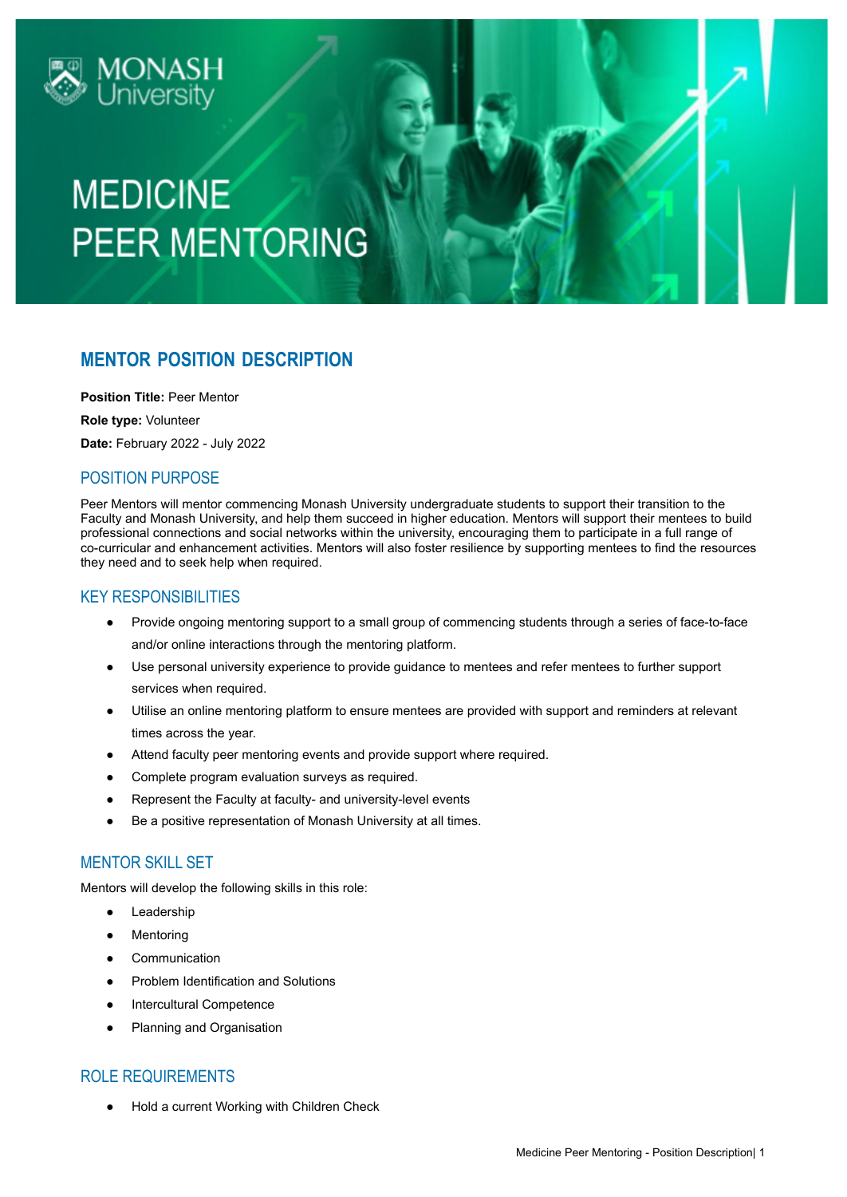MONASH University

# MEDICINE PEER MENTORING

## MENTOR POSITION DESCRIPTION

**Position Title:** Peer Mentor

**Role type:** Volunteer

**Date:** February 2022 - July 2022

### POSITION PURPOSE

Peer Mentors will mentor commencing Monash University undergraduate students to support their transition to the Faculty and Monash University, and help them succeed in higher education. Mentors will support their mentees to build professional connections and social networks within the university, encouraging them to participate in a full range of co-curricular and enhancement activities. Mentors will also foster resilience by supporting mentees to find the resources they need and to seek help when required.

### KEY RESPONSIBILITIES

- Provide ongoing mentoring support to a small group of commencing students through a series of face-to-face and/or online interactions through the mentoring platform.
- Use personal university experience to provide guidance to mentees and refer mentees to further support services when required.
- Utilise an online mentoring platform to ensure mentees are provided with support and reminders at relevant times across the year.
- Attend faculty peer mentoring events and provide support where required.
- Complete program evaluation surveys as required.
- Represent the Faculty at faculty- and university-level events
- Be a positive representation of Monash University at all times.

### MENTOR SKILL SET

Mentors will develop the following skills in this role:

- Leadership
- Mentoring
- Communication
- Problem Identification and Solutions
- Intercultural Competence
- Planning and Organisation

### ROLE REQUIREMENTS

- Hold a current Working with Children Check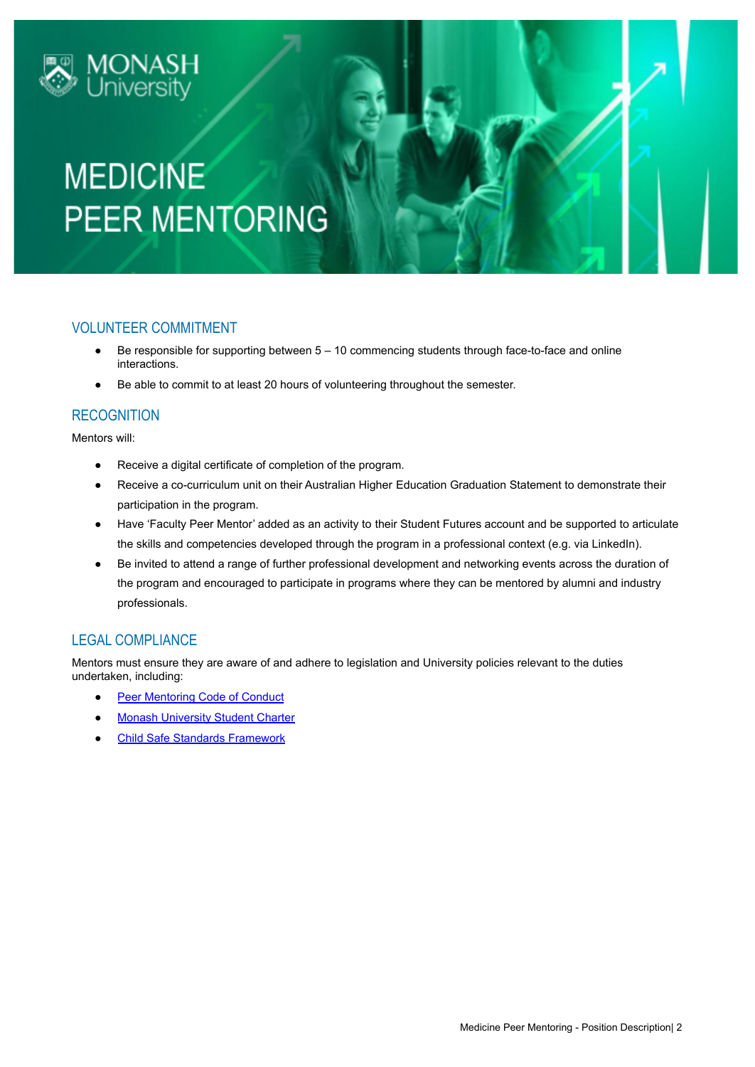# MEDICINE PEER MENTORING

## VOLUNTEER COMMITMENT

- Be responsible for supporting between 5 – 10 commencing students through face-to-face and online interactions.
- Be able to commit to at least 20 hours of volunteering throughout the semester.

## RECOGNITION

Mentors will:

- Receive a digital certificate of completion of the program.
- Receive a co-curriculum unit on their Australian Higher Education Graduation Statement to demonstrate their participation in the program.
- Have 'Faculty Peer Mentor' added as an activity to their Student Futures account and be supported to articulate the skills and competencies developed through the program in a professional context (e.g. via LinkedIn).
- Be invited to attend a range of further professional development and networking events across the duration of the program and encouraged to participate in programs where they can be mentored by alumni and industry professionals.

## LEGAL COMPLIANCE

Mentors must ensure they are aware of and adhere to legislation and University policies relevant to the duties undertaken, including:

- Peer Mentoring Code of Conduct
- Monash University Student Charter
- Child Safe Standards Framework